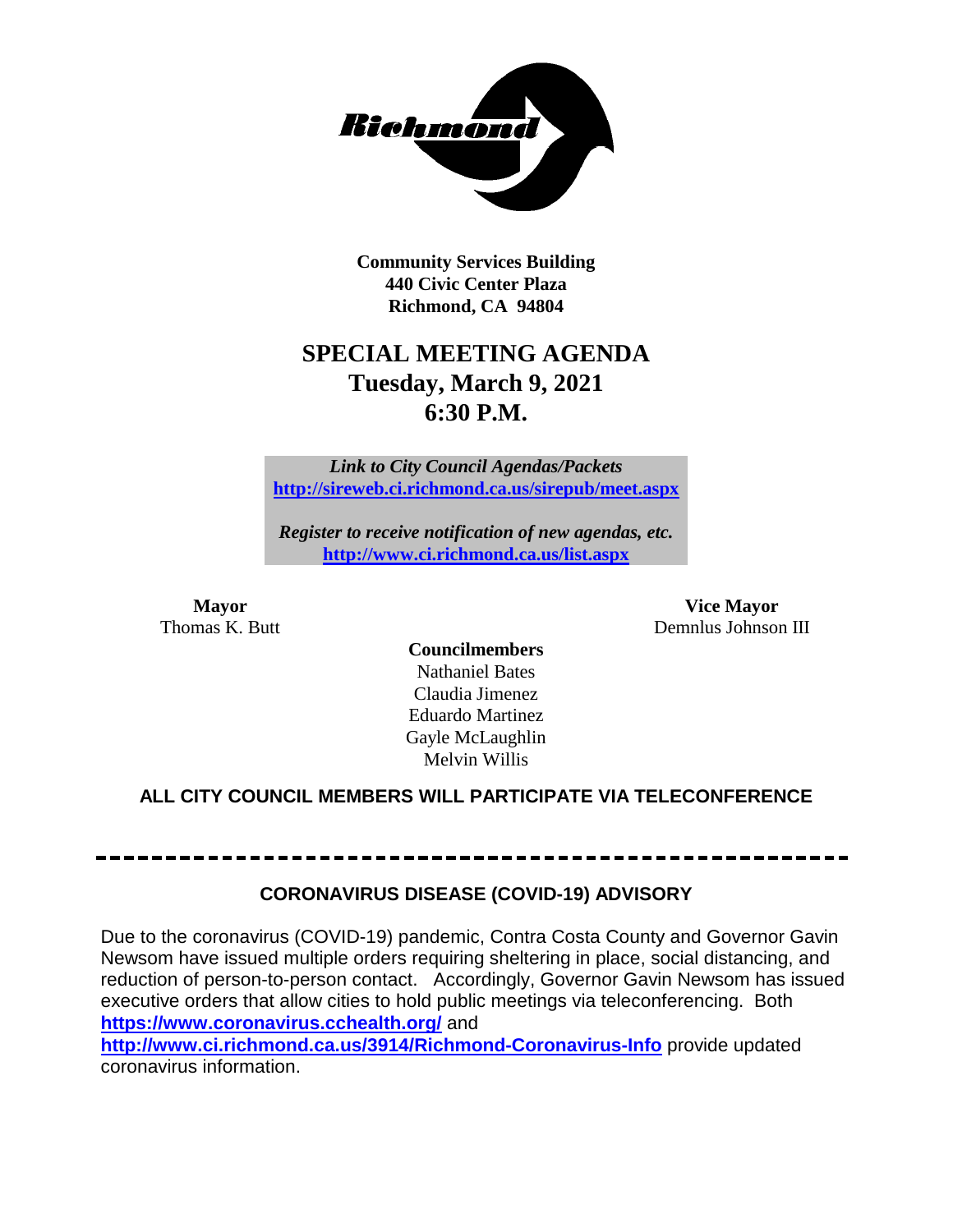Community Services Building
440 Civic Center Plaza
Richmond, CA 94804

# SPECIAL MEETING AGENDA
## Tuesday, March 9, 2021
## 6:30 P.M.

*Link to City Council Agendas/Packets*
**http://sireweb.ci.richmond.ca.us/sirepub/meet.aspx**

*Register to receive notification of new agendas, etc.*
**http://www.ci.richmond.ca.us/list.aspx**

**Mayor**
Thomas K. Butt

**Vice Mayor**
Demnlus Johnson III

**Councilmembers**
Nathaniel Bates
Claudia Jimenez
Eduardo Martinez
Gayle McLaughlin
Melvin Willis

**ALL CITY COUNCIL MEMBERS WILL PARTICIPATE VIA TELECONFERENCE**

---

**CORONAVIRUS DISEASE (COVID-19) ADVISORY**

Due to the coronavirus (COVID-19) pandemic, Contra Costa County and Governor Gavin Newsom have issued multiple orders requiring sheltering in place, social distancing, and reduction of person-to-person contact. Accordingly, Governor Gavin Newsom has issued executive orders that allow cities to hold public meetings via teleconferencing. Both **https://www.coronavirus.cchealth.org/** and **http://www.ci.richmond.ca.us/3914/Richmond-Coronavirus-Info** provide updated coronavirus information.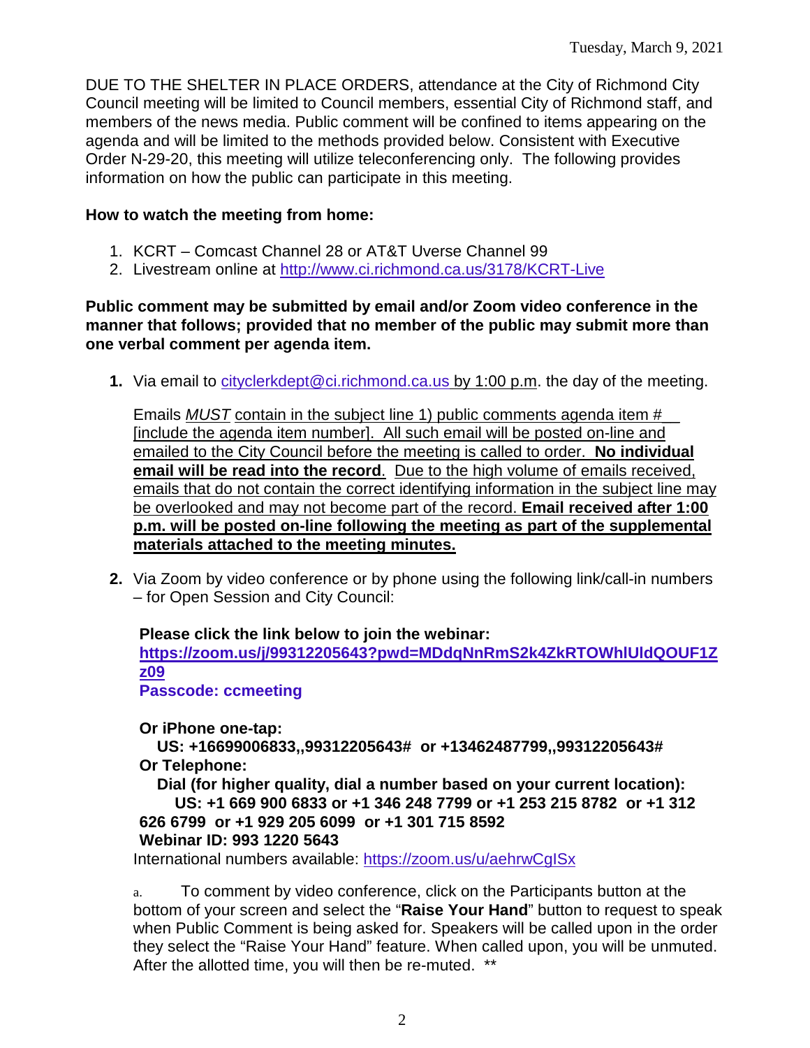Tuesday, March 9, 2021

DUE TO THE SHELTER IN PLACE ORDERS, attendance at the City of Richmond City Council meeting will be limited to Council members, essential City of Richmond staff, and members of the news media. Public comment will be confined to items appearing on the agenda and will be limited to the methods provided below. Consistent with Executive Order N-29-20, this meeting will utilize teleconferencing only. The following provides information on how the public can participate in this meeting.

**How to watch the meeting from home:**

1. KCRT – Comcast Channel 28 or AT&T Uverse Channel 99
2. Livestream online at http://www.ci.richmond.ca.us/3178/KCRT-Live

**Public comment may be submitted by email and/or Zoom video conference in the manner that follows; provided that no member of the public may submit more than one verbal comment per agenda item.**

1. Via email to cityclerkdept@ci.richmond.ca.us by 1:00 p.m. the day of the meeting.

   Emails *MUST* contain in the subject line 1) public comments agenda item #__ [include the agenda item number]. All such email will be posted on-line and emailed to the City Council before the meeting is called to order. **No individual email will be read into the record**. Due to the high volume of emails received, emails that do not contain the correct identifying information in the subject line may be overlooked and may not become part of the record. **Email received after 1:00 p.m. will be posted on-line following the meeting as part of the supplemental materials attached to the meeting minutes.**

2. Via Zoom by video conference or by phone using the following link/call-in numbers – for Open Session and City Council:

   **Please click the link below to join the webinar:**
   **https://zoom.us/j/99312205643?pwd=MDdqNnRmS2k4ZkRTOWhlUldQOUF1Zz09**
   **Passcode: ccmeeting**

   **Or iPhone one-tap:**
   **US: +16699006833,,99312205643# or +13462487799,,99312205643#**
   **Or Telephone:**
   **Dial (for higher quality, dial a number based on your current location):**
   **US: +1 669 900 6833 or +1 346 248 7799 or +1 253 215 8782 or +1 312 626 6799 or +1 929 205 6099 or +1 301 715 8592**
   **Webinar ID: 993 1220 5643**
   International numbers available: https://zoom.us/u/aehrwCgISx

   a. To comment by video conference, click on the Participants button at the bottom of your screen and select the "**Raise Your Hand**" button to request to speak when Public Comment is being asked for. Speakers will be called upon in the order they select the "Raise Your Hand" feature. When called upon, you will be unmuted. After the allotted time, you will then be re-muted. **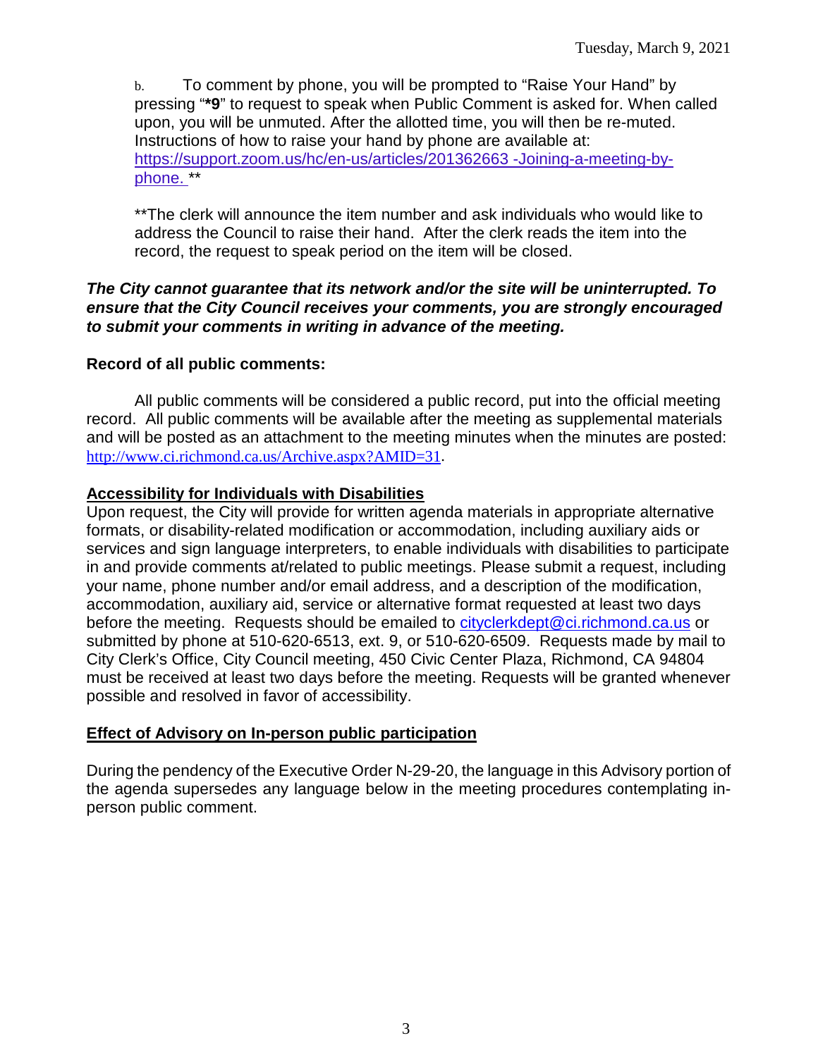b. To comment by phone, you will be prompted to "Raise Your Hand" by pressing "***9**" to request to speak when Public Comment is asked for. When called upon, you will be unmuted. After the allotted time, you will then be re-muted. Instructions of how to raise your hand by phone are available at: [https://support.zoom.us/hc/en-us/articles/201362663 -Joining-a-meeting-by-phone.](https://support.zoom.us/hc/en-us/articles/201362663-Joining-a-meeting-by-phone) **

**The clerk will announce the item number and ask individuals who would like to address the Council to raise their hand. After the clerk reads the item into the record, the request to speak period on the item will be closed.

***The City cannot guarantee that its network and/or the site will be uninterrupted. To ensure that the City Council receives your comments, you are strongly encouraged to submit your comments in writing in advance of the meeting.***

**Record of all public comments:**

All public comments will be considered a public record, put into the official meeting record. All public comments will be available after the meeting as supplemental materials and will be posted as an attachment to the meeting minutes when the minutes are posted: [http://www.ci.richmond.ca.us/Archive.aspx?AMID=31](http://www.ci.richmond.ca.us/Archive.aspx?AMID=31).

**Accessibility for Individuals with Disabilities**

Upon request, the City will provide for written agenda materials in appropriate alternative formats, or disability-related modification or accommodation, including auxiliary aids or services and sign language interpreters, to enable individuals with disabilities to participate in and provide comments at/related to public meetings. Please submit a request, including your name, phone number and/or email address, and a description of the modification, accommodation, auxiliary aid, service or alternative format requested at least two days before the meeting. Requests should be emailed to [cityclerkdept@ci.richmond.ca.us](mailto:cityclerkdept@ci.richmond.ca.us) or submitted by phone at 510-620-6513, ext. 9, or 510-620-6509. Requests made by mail to City Clerk's Office, City Council meeting, 450 Civic Center Plaza, Richmond, CA 94804 must be received at least two days before the meeting. Requests will be granted whenever possible and resolved in favor of accessibility.

**Effect of Advisory on In-person public participation**

During the pendency of the Executive Order N-29-20, the language in this Advisory portion of the agenda supersedes any language below in the meeting procedures contemplating in-person public comment.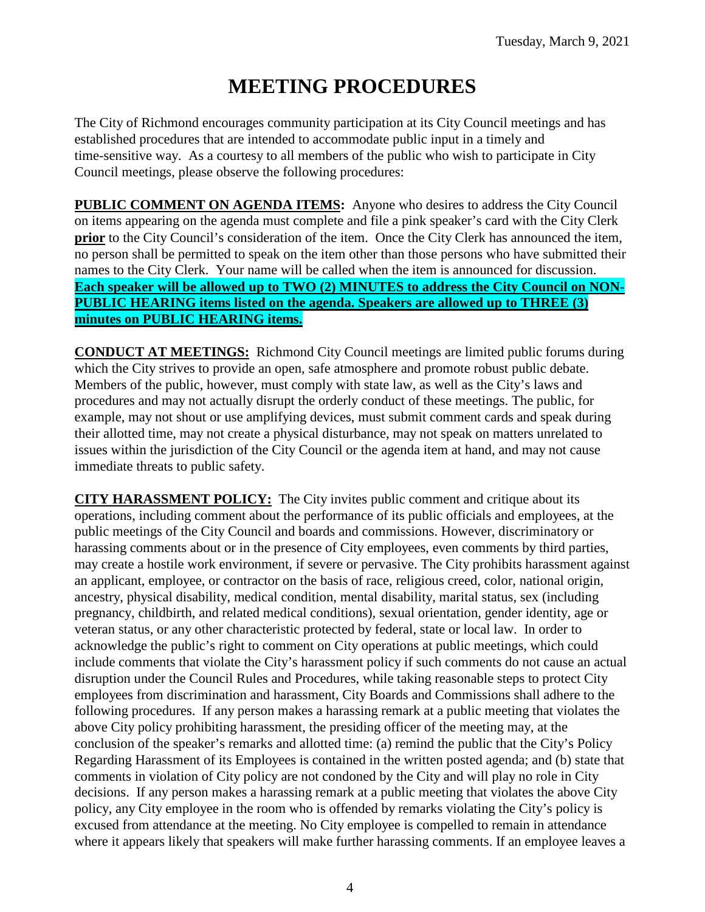# MEETING PROCEDURES

The City of Richmond encourages community participation at its City Council meetings and has established procedures that are intended to accommodate public input in a timely and time-sensitive way. As a courtesy to all members of the public who wish to participate in City Council meetings, please observe the following procedures:

**PUBLIC COMMENT ON AGENDA ITEMS:** Anyone who desires to address the City Council on items appearing on the agenda must complete and file a pink speaker's card with the City Clerk **prior** to the City Council's consideration of the item. Once the City Clerk has announced the item, no person shall be permitted to speak on the item other than those persons who have submitted their names to the City Clerk. Your name will be called when the item is announced for discussion. **Each speaker will be allowed up to TWO (2) MINUTES to address the City Council on NON-PUBLIC HEARING items listed on the agenda. Speakers are allowed up to THREE (3) minutes on PUBLIC HEARING items.**

**CONDUCT AT MEETINGS:** Richmond City Council meetings are limited public forums during which the City strives to provide an open, safe atmosphere and promote robust public debate. Members of the public, however, must comply with state law, as well as the City's laws and procedures and may not actually disrupt the orderly conduct of these meetings. The public, for example, may not shout or use amplifying devices, must submit comment cards and speak during their allotted time, may not create a physical disturbance, may not speak on matters unrelated to issues within the jurisdiction of the City Council or the agenda item at hand, and may not cause immediate threats to public safety.

**CITY HARASSMENT POLICY:** The City invites public comment and critique about its operations, including comment about the performance of its public officials and employees, at the public meetings of the City Council and boards and commissions. However, discriminatory or harassing comments about or in the presence of City employees, even comments by third parties, may create a hostile work environment, if severe or pervasive. The City prohibits harassment against an applicant, employee, or contractor on the basis of race, religious creed, color, national origin, ancestry, physical disability, medical condition, mental disability, marital status, sex (including pregnancy, childbirth, and related medical conditions), sexual orientation, gender identity, age or veteran status, or any other characteristic protected by federal, state or local law. In order to acknowledge the public's right to comment on City operations at public meetings, which could include comments that violate the City's harassment policy if such comments do not cause an actual disruption under the Council Rules and Procedures, while taking reasonable steps to protect City employees from discrimination and harassment, City Boards and Commissions shall adhere to the following procedures. If any person makes a harassing remark at a public meeting that violates the above City policy prohibiting harassment, the presiding officer of the meeting may, at the conclusion of the speaker's remarks and allotted time: (a) remind the public that the City's Policy Regarding Harassment of its Employees is contained in the written posted agenda; and (b) state that comments in violation of City policy are not condoned by the City and will play no role in City decisions. If any person makes a harassing remark at a public meeting that violates the above City policy, any City employee in the room who is offended by remarks violating the City's policy is excused from attendance at the meeting. No City employee is compelled to remain in attendance where it appears likely that speakers will make further harassing comments. If an employee leaves a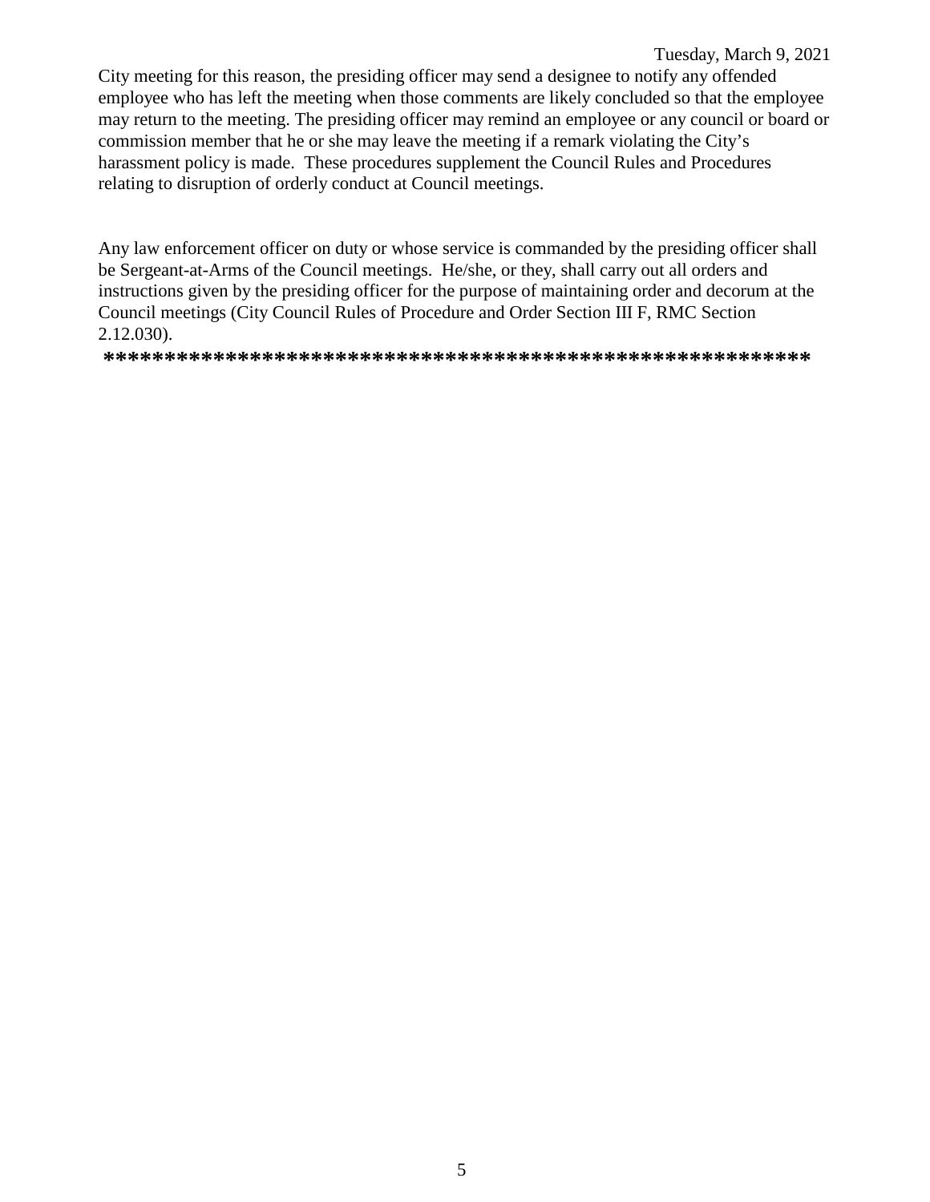City meeting for this reason, the presiding officer may send a designee to notify any offended employee who has left the meeting when those comments are likely concluded so that the employee may return to the meeting. The presiding officer may remind an employee or any council or board or commission member that he or she may leave the meeting if a remark violating the City's harassment policy is made. These procedures supplement the Council Rules and Procedures relating to disruption of orderly conduct at Council meetings.

Any law enforcement officer on duty or whose service is commanded by the presiding officer shall be Sergeant-at-Arms of the Council meetings. He/she, or they, shall carry out all orders and instructions given by the presiding officer for the purpose of maintaining order and decorum at the Council meetings (City Council Rules of Procedure and Order Section III F, RMC Section 2.12.030).

**\*\*\*\*\*\*\*\*\*\*\*\*\*\*\*\*\*\*\*\*\*\*\*\*\*\*\*\*\*\*\*\*\*\*\*\*\*\*\*\*\*\*\*\*\*\*\*\*\*\*\*\*\*\*\*\*\*\*\*\***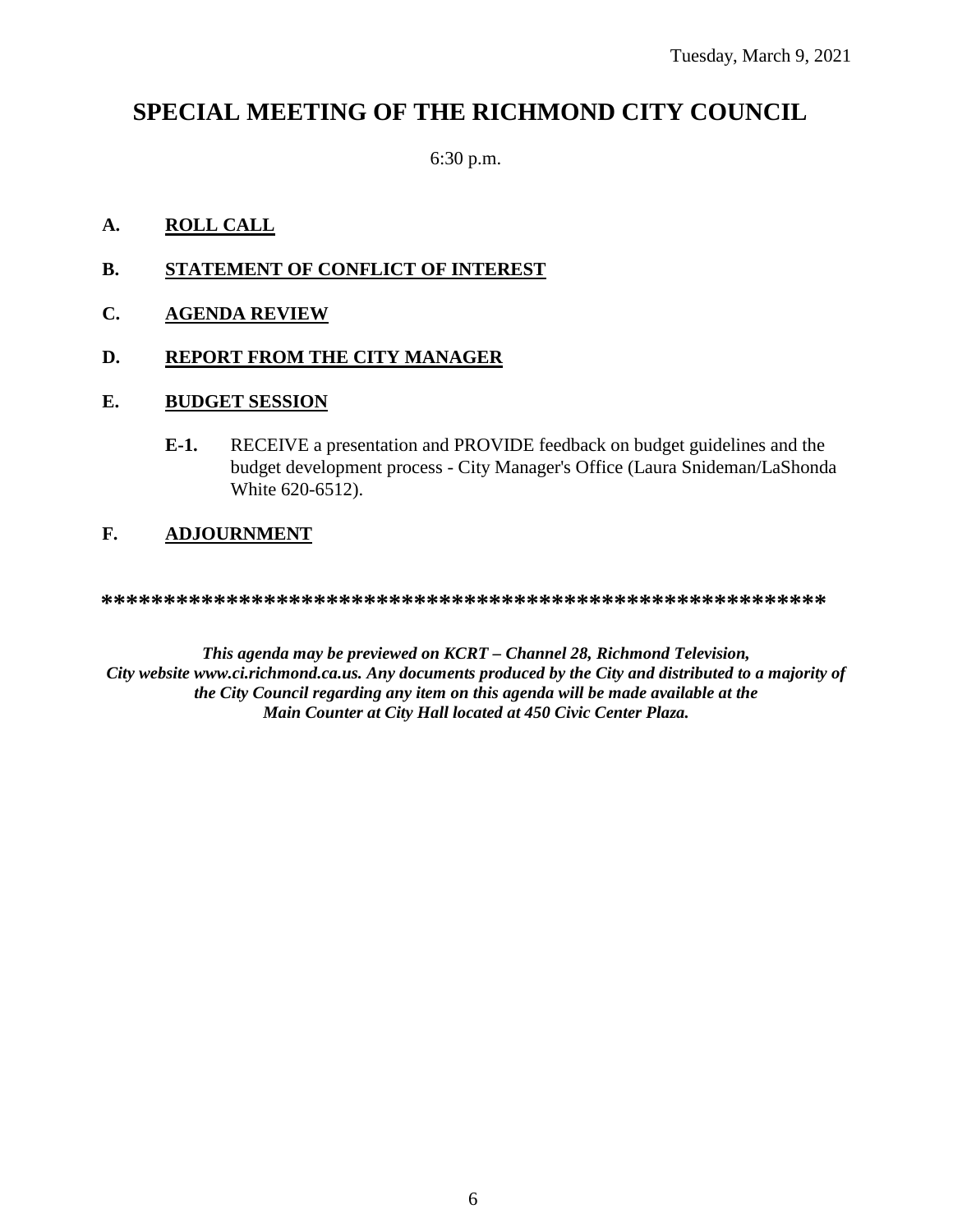Tuesday, March 9, 2021

# SPECIAL MEETING OF THE RICHMOND CITY COUNCIL

6:30 p.m.

**A. ROLL CALL**

**B. STATEMENT OF CONFLICT OF INTEREST**

**C. AGENDA REVIEW**

**D. REPORT FROM THE CITY MANAGER**

**E. BUDGET SESSION**

**E-1.** RECEIVE a presentation and PROVIDE feedback on budget guidelines and the budget development process - City Manager's Office (Laura Snideman/LaShonda White 620-6512).

**F. ADJOURNMENT**

**********************************************************

***This agenda may be previewed on KCRT – Channel 28, Richmond Television, City website www.ci.richmond.ca.us. Any documents produced by the City and distributed to a majority of the City Council regarding any item on this agenda will be made available at the Main Counter at City Hall located at 450 Civic Center Plaza.***